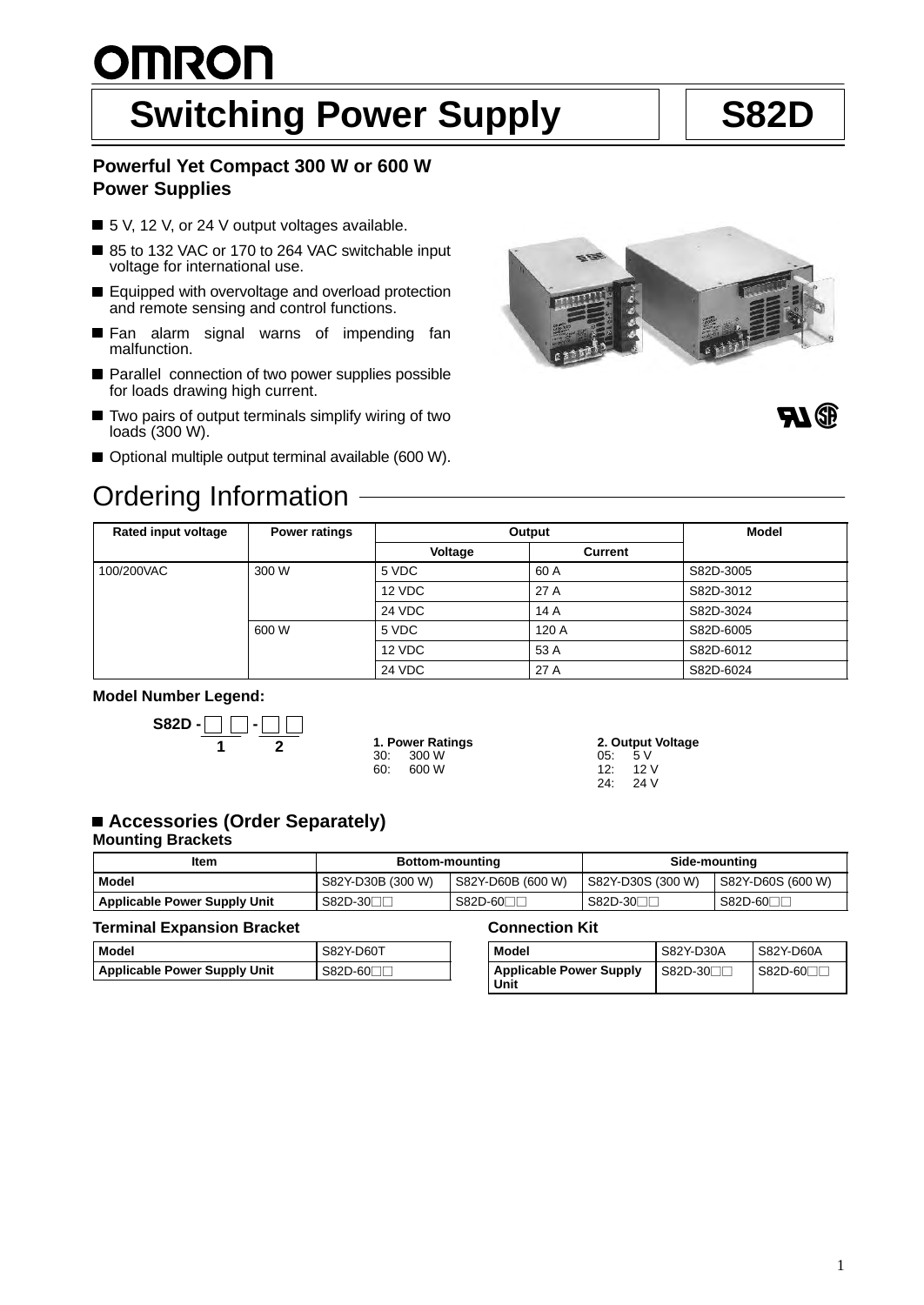# OMRON

# Switching Power Supply S82D

### Powerful Yet Compact 300 W or 600 W Power Supplies

- 5 V, 12 V, or 24 V output voltages available.
- 85 to 132 VAC or 170 to 264 VAC switchable input voltage for international use.
- Equipped with overvoltage and overload protection and remote sensing and control functions.
- Fan alarm signal warns of impending fan malfunction.
- Parallel connection of two power supplies possible for loads drawing high current.
- Two pairs of output terminals simplify wiring of two loads (300 W).
- Optional multiple output terminal available (600 W).

## Ordering Information

| Rated input voltage | Power ratings | Output | | Model |
|---|---|---|---|---|
| | | Voltage | Current | |
| 100/200VAC | 300 W | 5 VDC | 60 A | S82D-3005 |
| | | 12 VDC | 27 A | S82D-3012 |
| | | 24 VDC | 14 A | S82D-3024 |
| | 600 W | 5 VDC | 120 A | S82D-6005 |
| | | 12 VDC | 53 A | S82D-6012 |
| | | 24 VDC | 27 A | S82D-6024 |

**Model Number Legend:**

S82D - □ □ - □ □

1 2

**1. Power Ratings**
30: 300 W
60: 600 W

**2. Output Voltage**
05: 5 V
12: 12 V
24: 24 V

### Accessories (Order Separately)

**Mounting Brackets**

| Item | Bottom-mounting | | Side-mounting | |
|---|---|---|---|---|
| Model | S82Y-D30B (300 W) | S82Y-D60B (600 W) | S82Y-D30S (300 W) | S82Y-D60S (600 W) |
| Applicable Power Supply Unit | S82D-30□□ | S82D-60□□ | S82D-30□□ | S82D-60□□ |

**Terminal Expansion Bracket**

| Model | S82Y-D60T |
|---|---|
| Applicable Power Supply Unit | S82D-60□□ |

**Connection Kit**

| Model | S82Y-D30A | S82Y-D60A |
|---|---|---|
| Applicable Power Supply Unit | S82D-30□□ | S82D-60□□ |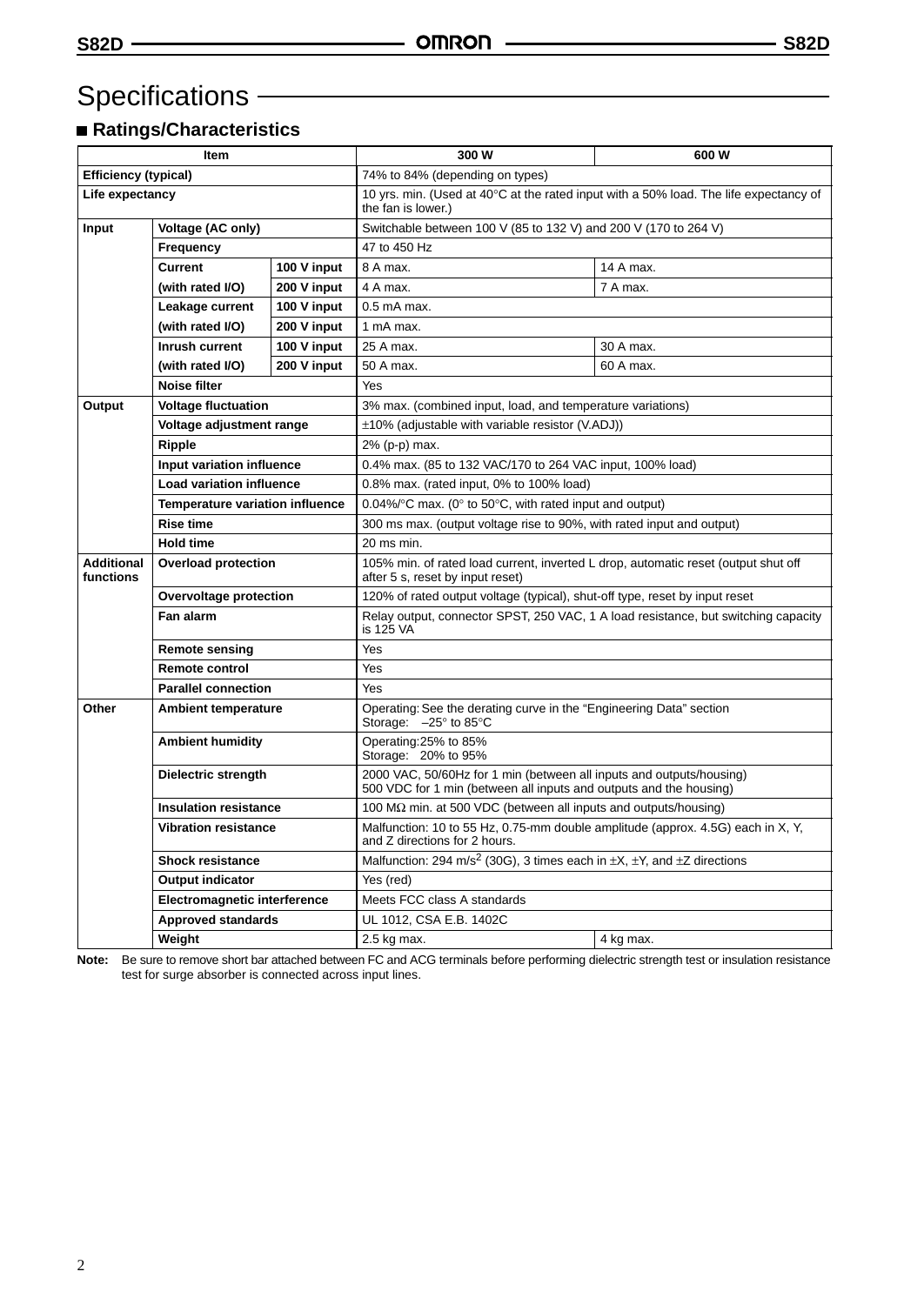# Specifications

## ■ Ratings/Characteristics

| Item | | | 300 W | 600 W |
|---|---|---|---|---|
| **Efficiency (typical)** | | | 74% to 84% (depending on types) | |
| **Life expectancy** | | | 10 yrs. min. (Used at 40°C at the rated input with a 50% load. The life expectancy of the fan is lower.) | |
| **Input** | **Voltage (AC only)** | | Switchable between 100 V (85 to 132 V) and 200 V (170 to 264 V) | |
| | **Frequency** | | 47 to 450 Hz | |
| | **Current (with rated I/O)** | **100 V input** | 8 A max. | 14 A max. |
| | | **200 V input** | 4 A max. | 7 A max. |
| | **Leakage current (with rated I/O)** | **100 V input** | 0.5 mA max. | |
| | | **200 V input** | 1 mA max. | |
| | **Inrush current (with rated I/O)** | **100 V input** | 25 A max. | 30 A max. |
| | | **200 V input** | 50 A max. | 60 A max. |
| | **Noise filter** | | Yes | |
| **Output** | **Voltage fluctuation** | | 3% max. (combined input, load, and temperature variations) | |
| | **Voltage adjustment range** | | ±10% (adjustable with variable resistor (V.ADJ)) | |
| | **Ripple** | | 2% (p-p) max. | |
| | **Input variation influence** | | 0.4% max. (85 to 132 VAC/170 to 264 VAC input, 100% load) | |
| | **Load variation influence** | | 0.8% max. (rated input, 0% to 100% load) | |
| | **Temperature variation influence** | | 0.04%/°C max. (0° to 50°C, with rated input and output) | |
| | **Rise time** | | 300 ms max. (output voltage rise to 90%, with rated input and output) | |
| | **Hold time** | | 20 ms min. | |
| **Additional functions** | **Overload protection** | | 105% min. of rated load current, inverted L drop, automatic reset (output shut off after 5 s, reset by input reset) | |
| | **Overvoltage protection** | | 120% of rated output voltage (typical), shut-off type, reset by input reset | |
| | **Fan alarm** | | Relay output, connector SPST, 250 VAC, 1 A load resistance, but switching capacity is 125 VA | |
| | **Remote sensing** | | Yes | |
| | **Remote control** | | Yes | |
| | **Parallel connection** | | Yes | |
| **Other** | **Ambient temperature** | | Operating: See the derating curve in the “Engineering Data” section<br>Storage: –25° to 85°C | |
| | **Ambient humidity** | | Operating: 25% to 85%<br>Storage: 20% to 95% | |
| | **Dielectric strength** | | 2000 VAC, 50/60Hz for 1 min (between all inputs and outputs/housing)<br>500 VDC for 1 min (between all inputs and outputs and the housing) | |
| | **Insulation resistance** | | 100 MΩ min. at 500 VDC (between all inputs and outputs/housing) | |
| | **Vibration resistance** | | Malfunction: 10 to 55 Hz, 0.75-mm double amplitude (approx. 4.5G) each in X, Y, and Z directions for 2 hours. | |
| | **Shock resistance** | | Malfunction: 294 $m/s^2$ (30G), 3 times each in ±X, ±Y, and ±Z directions | |
| | **Output indicator** | | Yes (red) | |
| | **Electromagnetic interference** | | Meets FCC class A standards | |
| | **Approved standards** | | UL 1012, CSA E.B. 1402C | |
| | **Weight** | | 2.5 kg max. | 4 kg max. |

**Note:** Be sure to remove short bar attached between FC and ACG terminals before performing dielectric strength test or insulation resistance test for surge absorber is connected across input lines.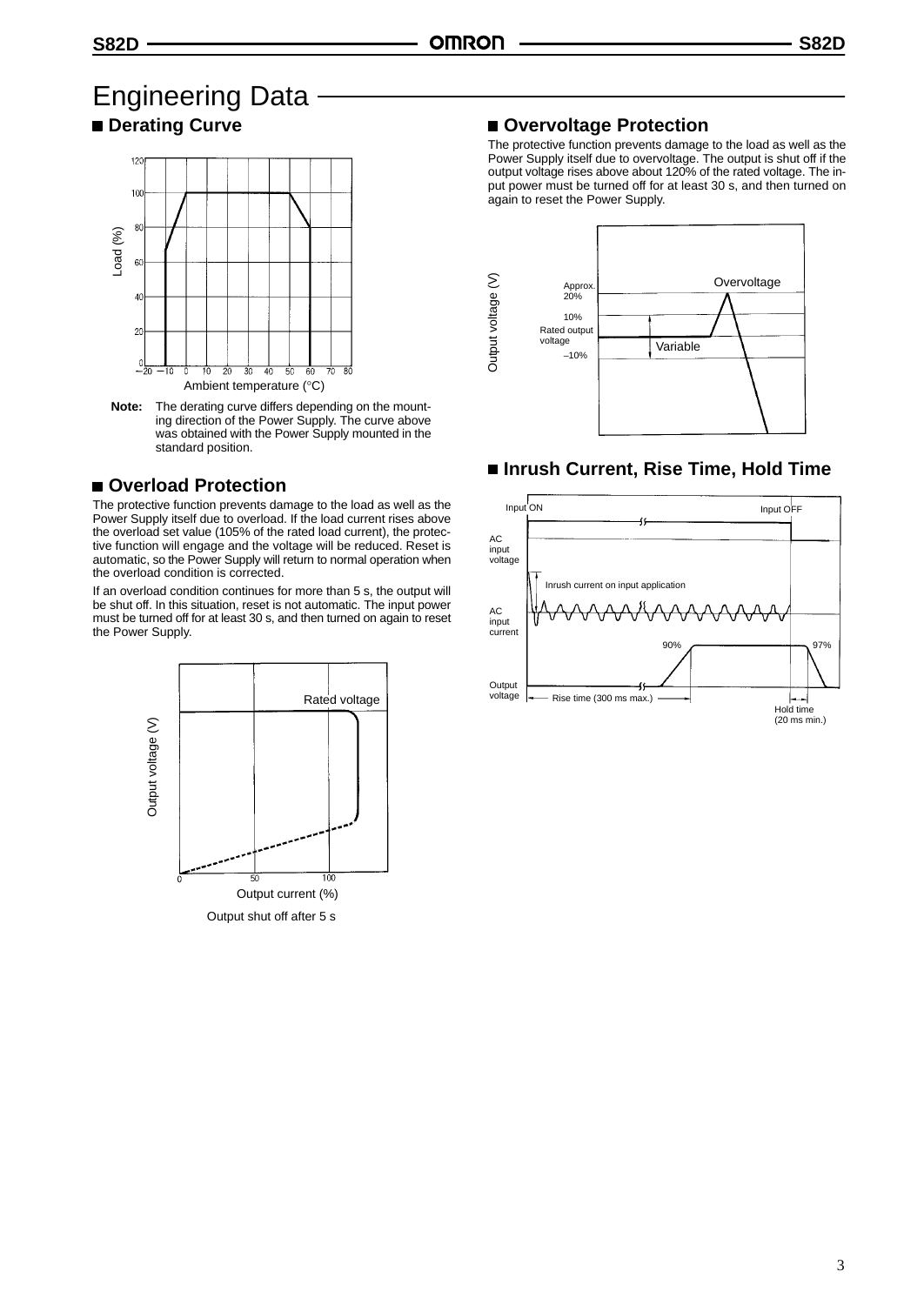# Engineering Data

## Derating Curve

**Note:** The derating curve differs depending on the mounting direction of the Power Supply. The curve above was obtained with the Power Supply mounted in the standard position.

## Overload Protection

The protective function prevents damage to the load as well as the Power Supply itself due to overload. If the load current rises above the overload set value (105% of the rated load current), the protective function will engage and the voltage will be reduced. Reset is automatic, so the Power Supply will return to normal operation when the overload condition is corrected.

If an overload condition continues for more than 5 s, the output will be shut off. In this situation, reset is not automatic. The input power must be turned off for at least 30 s, and then turned on again to reset the Power Supply.

Output shut off after 5 s

## Overvoltage Protection

The protective function prevents damage to the load as well as the Power Supply itself due to overvoltage. The output is shut off if the output voltage rises above about 120% of the rated voltage. The input power must be turned off for at least 30 s, and then turned on again to reset the Power Supply.

## Inrush Current, Rise Time, Hold Time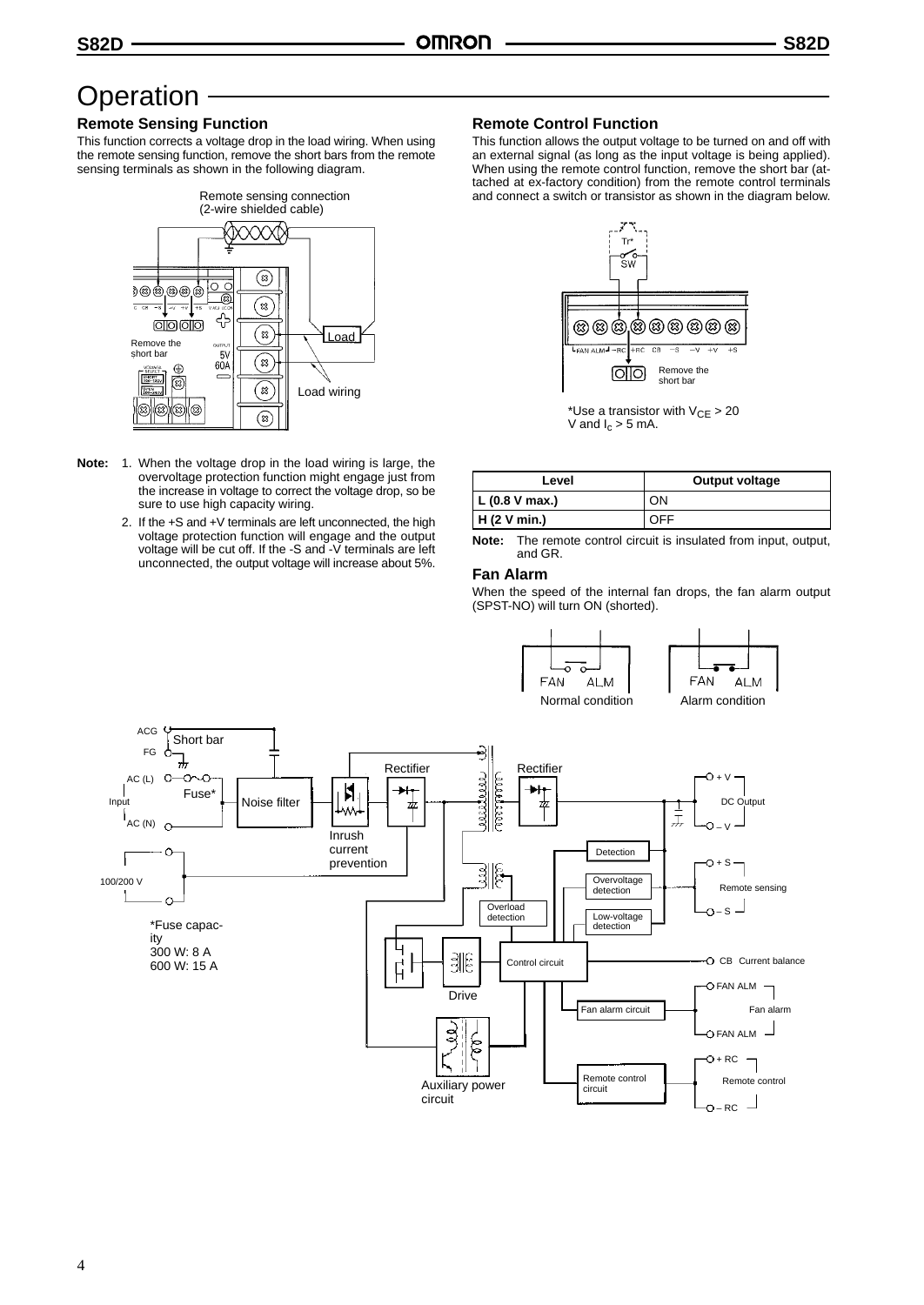# Operation

## Remote Sensing Function

This function corrects a voltage drop in the load wiring. When using the remote sensing function, remove the short bars from the remote sensing terminals as shown in the following diagram.

Remote sensing connection (2-wire shielded cable)

Remove the short bar

Load

Load wiring

**Note:**
1. When the voltage drop in the load wiring is large, the overvoltage protection function might engage just from the increase in voltage to correct the voltage drop, so be sure to use high capacity wiring.
2. If the +S and +V terminals are left unconnected, the high voltage protection function will engage and the output voltage will be cut off. If the -S and -V terminals are left unconnected, the output voltage will increase about 5%.

## Remote Control Function

This function allows the output voltage to be turned on and off with an external signal (as long as the input voltage is being applied). When using the remote control function, remove the short bar (attached at ex-factory condition) from the remote control terminals and connect a switch or transistor as shown in the diagram below.

Remove the short bar

*Use a transistor with $V_{CE}$ > 20 V and $I_c$ > 5 mA.

| Level | Output voltage |
|---|---|
| L (0.8 V max.) | ON |
| H (2 V min.) | OFF |

**Note:** The remote control circuit is insulated from input, output, and GR.

## Fan Alarm

When the speed of the internal fan drops, the fan alarm output (SPST-NO) will turn ON (shorted).

Normal condition    Alarm condition

*Fuse capacity
300 W: 8 A
600 W: 15 A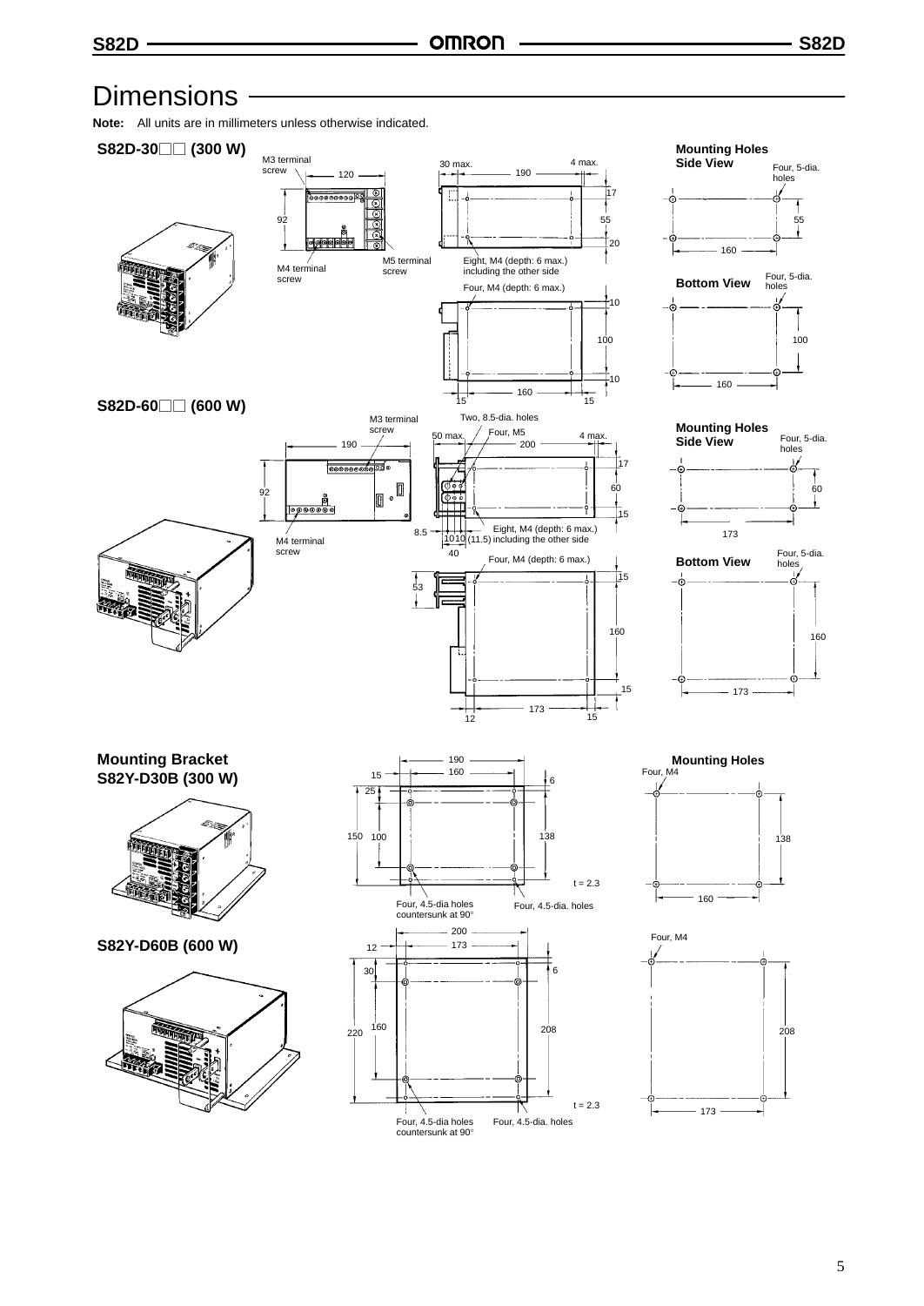## Dimensions

**Note:** All units are in millimeters unless otherwise indicated.

### S82D-30□□ (300 W)

M3 terminal screw

M4 terminal screw

M5 terminal screw

120

92

30 max.

190

4 max.

17

55

20

Eight, M4 (depth: 6 max.) including the other side

Four, M4 (depth: 6 max.)

10

100

10

160

15

15

**Mounting Holes Side View**

Four, 5-dia. holes

55

160

**Bottom View**

Four, 5-dia. holes

100

160

### S82D-60□□ (600 W)

M3 terminal screw

M4 terminal screw

190

92

Two, 8.5-dia. holes

Four, M5

50 max.

200

4 max.

17

60

15

8.5

10 10 (11.5)

Eight, M4 (depth: 6 max.) including the other side

40

Four, M4 (depth: 6 max.)

53

15

160

15

173

12

15

**Mounting Holes Side View**

Four, 5-dia. holes

60

173

**Bottom View**

Four, 5-dia. holes

160

173

### Mounting Bracket S82Y-D30B (300 W)

190

160

15

6

25

150

100

138

t = 2.3

Four, 4.5-dia holes countersunk at 90°

Four, 4.5-dia. holes

**Mounting Holes**

Four, M4

138

160

### S82Y-D60B (600 W)

200

173

12

6

30

220

160

208

t = 2.3

Four, 4.5-dia holes countersunk at 90°

Four, 4.5-dia. holes

Four, M4

208

173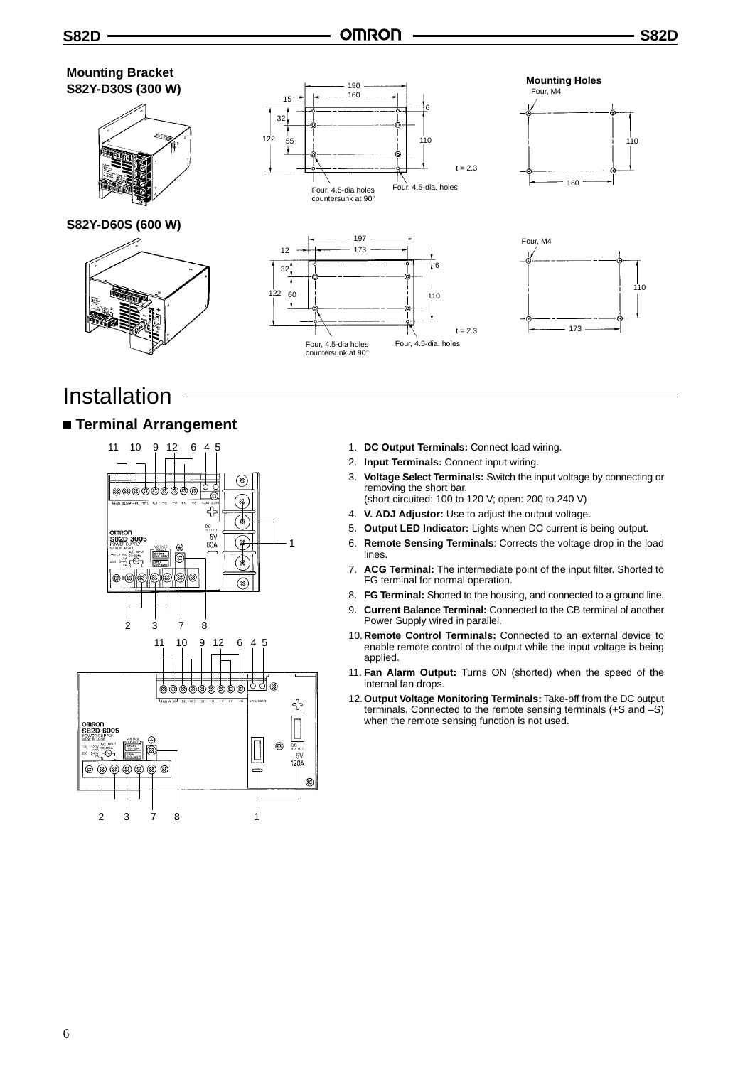## Mounting Bracket

### S82Y-D30S (300 W)

**Mounting Holes**

### S82Y-D60S (600 W)

# Installation

## ■ Terminal Arrangement

1. **DC Output Terminals:** Connect load wiring.
2. **Input Terminals:** Connect input wiring.
3. **Voltage Select Terminals:** Switch the input voltage by connecting or removing the short bar.
   (short circuited: 100 to 120 V; open: 200 to 240 V)
4. **V. ADJ Adjustor:** Use to adjust the output voltage.
5. **Output LED Indicator:** Lights when DC current is being output.
6. **Remote Sensing Terminals**: Corrects the voltage drop in the load lines.
7. **ACG Terminal:** The intermediate point of the input filter. Shorted to FG terminal for normal operation.
8. **FG Terminal:** Shorted to the housing, and connected to a ground line.
9. **Current Balance Terminal:** Connected to the CB terminal of another Power Supply wired in parallel.
10. **Remote Control Terminals:** Connected to an external device to enable remote control of the output while the input voltage is being applied.
11. **Fan Alarm Output:** Turns ON (shorted) when the speed of the internal fan drops.
12. **Output Voltage Monitoring Terminals:** Take-off from the DC output terminals. Connected to the remote sensing terminals (+S and –S) when the remote sensing function is not used.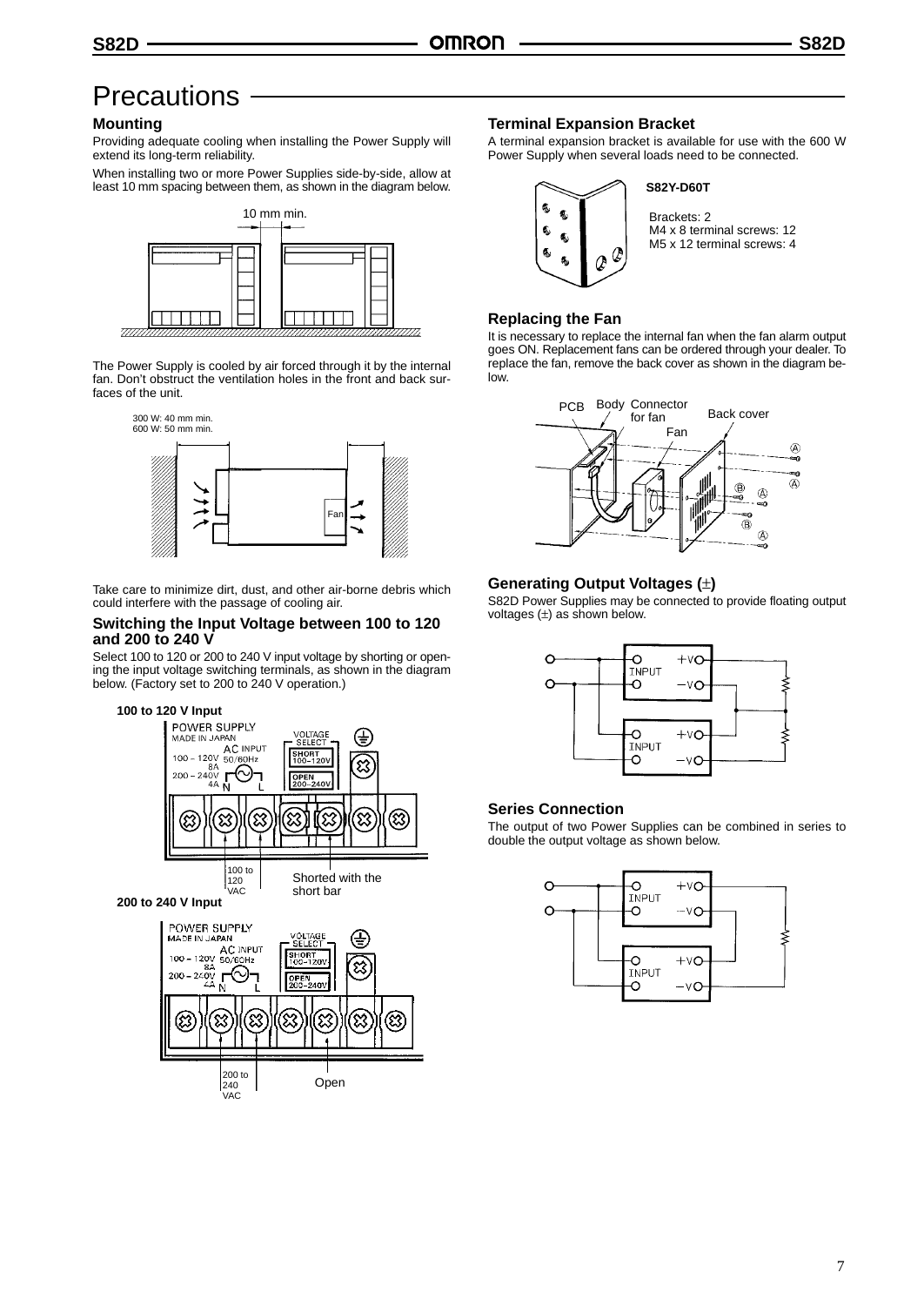# Precautions

## Mounting

Providing adequate cooling when installing the Power Supply will extend its long-term reliability.

When installing two or more Power Supplies side-by-side, allow at least 10 mm spacing between them, as shown in the diagram below.

10 mm min.

The Power Supply is cooled by air forced through it by the internal fan. Don't obstruct the ventilation holes in the front and back surfaces of the unit.

300 W: 40 mm min.
600 W: 50 mm min.

Take care to minimize dirt, dust, and other air-borne debris which could interfere with the passage of cooling air.

## Switching the Input Voltage between 100 to 120 and 200 to 240 V

Select 100 to 120 or 200 to 240 V input voltage by shorting or opening the input voltage switching terminals, as shown in the diagram below. (Factory set to 200 to 240 V operation.)

**100 to 120 V Input**

100 to 120 VAC — Shorted with the short bar

**200 to 240 V Input**

200 to 240 VAC — Open

## Terminal Expansion Bracket

A terminal expansion bracket is available for use with the 600 W Power Supply when several loads need to be connected.

**S82Y-D60T**

Brackets: 2
M4 x 8 terminal screws: 12
M5 x 12 terminal screws: 4

## Replacing the Fan

It is necessary to replace the internal fan when the fan alarm output goes ON. Replacement fans can be ordered through your dealer. To replace the fan, remove the back cover as shown in the diagram below.

## Generating Output Voltages (±)

S82D Power Supplies may be connected to provide floating output voltages (±) as shown below.

## Series Connection

The output of two Power Supplies can be combined in series to double the output voltage as shown below.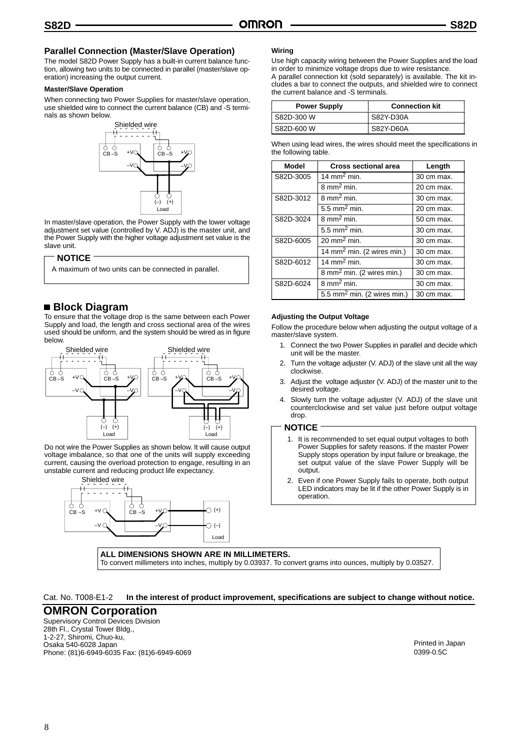### Parallel Connection (Master/Slave Operation)

The model S82D Power Supply has a built-in current balance function, allowing two units to be connected in parallel (master/slave operation) increasing the output current.

#### Master/Slave Operation

When connecting two Power Supplies for master/slave operation, use shielded wire to connect the current balance (CB) and -S terminals as shown below.

Shielded wire
CB –S +V –V
CB –S +V –V
(–) (+)
Load

In master/slave operation, the Power Supply with the lower voltage adjustment set value (controlled by V. ADJ) is the master unit, and the Power Supply with the higher voltage adjustment set value is the slave unit.

**NOTICE**

A maximum of two units can be connected in parallel.

## ■ Block Diagram

To ensure that the voltage drop is the same between each Power Supply and load, the length and cross sectional area of the wires used should be uniform, and the system should be wired as in figure below.

Shielded wire
CB –S +V –V
CB –S +V –V
(–) (+)
Load

Shielded wire
CB –S +V –V
CB –S +V –V
(–) (+)
Load

Do not wire the Power Supplies as shown below. It will cause output voltage imbalance, so that one of the units will supply exceeding current, causing the overload protection to engage, resulting in an unstable current and reducing product life expectancy.

Shielded wire
CB –S +V –V
CB –S +V –V
(+) (–)
Load

#### Wiring

Use high capacity wiring between the Power Supplies and the load in order to minimize voltage drops due to wire resistance.
A parallel connection kit (sold separately) is available. The kit includes a bar to connect the outputs, and shielded wire to connect the current balance and -S terminals.

| Power Supply | Connection kit |
|---|---|
| S82D-300 W | S82Y-D30A |
| S82D-600 W | S82Y-D60A |

When using lead wires, the wires should meet the specifications in the following table.

| Model | Cross sectional area | Length |
|---|---|---|
| S82D-3005 | 14 mm$^2$ min. | 30 cm max. |
| | 8 mm$^2$ min. | 20 cm max. |
| S82D-3012 | 8 mm$^2$ min. | 30 cm max. |
| | 5.5 mm$^2$ min. | 20 cm max. |
| S82D-3024 | 8 mm$^2$ min. | 50 cm max. |
| | 5.5 mm$^2$ min. | 30 cm max. |
| S82D-6005 | 20 mm$^2$ min. | 30 cm max. |
| | 14 mm$^2$ min. (2 wires min.) | 30 cm max. |
| S82D-6012 | 14 mm$^2$ min. | 30 cm max. |
| | 8 mm$^2$ min. (2 wires min.) | 30 cm max. |
| S82D-6024 | 8 mm$^2$ min. | 30 cm max. |
| | 5.5 mm$^2$ min. (2 wires min.) | 30 cm max. |

#### Adjusting the Output Voltage

Follow the procedure below when adjusting the output voltage of a master/slave system.

1. Connect the two Power Supplies in parallel and decide which unit will be the master.
2. Turn the voltage adjuster (V. ADJ) of the slave unit all the way clockwise.
3. Adjust the voltage adjuster (V. ADJ) of the master unit to the desired voltage.
4. Slowly turn the voltage adjuster (V. ADJ) of the slave unit counterclockwise and set value just before output voltage drop.

**NOTICE**

1. It is recommended to set equal output voltages to both Power Supplies for safety reasons. If the master Power Supply stops operation by input failure or breakage, the set output value of the slave Power Supply will be output.
2. Even if one Power Supply fails to operate, both output LED indicators may be lit if the other Power Supply is in operation.

**ALL DIMENSIONS SHOWN ARE IN MILLIMETERS.**
To convert millimeters into inches, multiply by 0.03937. To convert grams into ounces, multiply by 0.03527.

Cat. No. T008-E1-2 **In the interest of product improvement, specifications are subject to change without notice.**

## OMRON Corporation

Supervisory Control Devices Division
28th Fl., Crystal Tower Bldg.,
1-2-27, Shiromi, Chuo-ku,
Osaka 540-6028 Japan
Phone: (81)6-6949-6035 Fax: (81)6-6949-6069

Printed in Japan
0399-0.5C